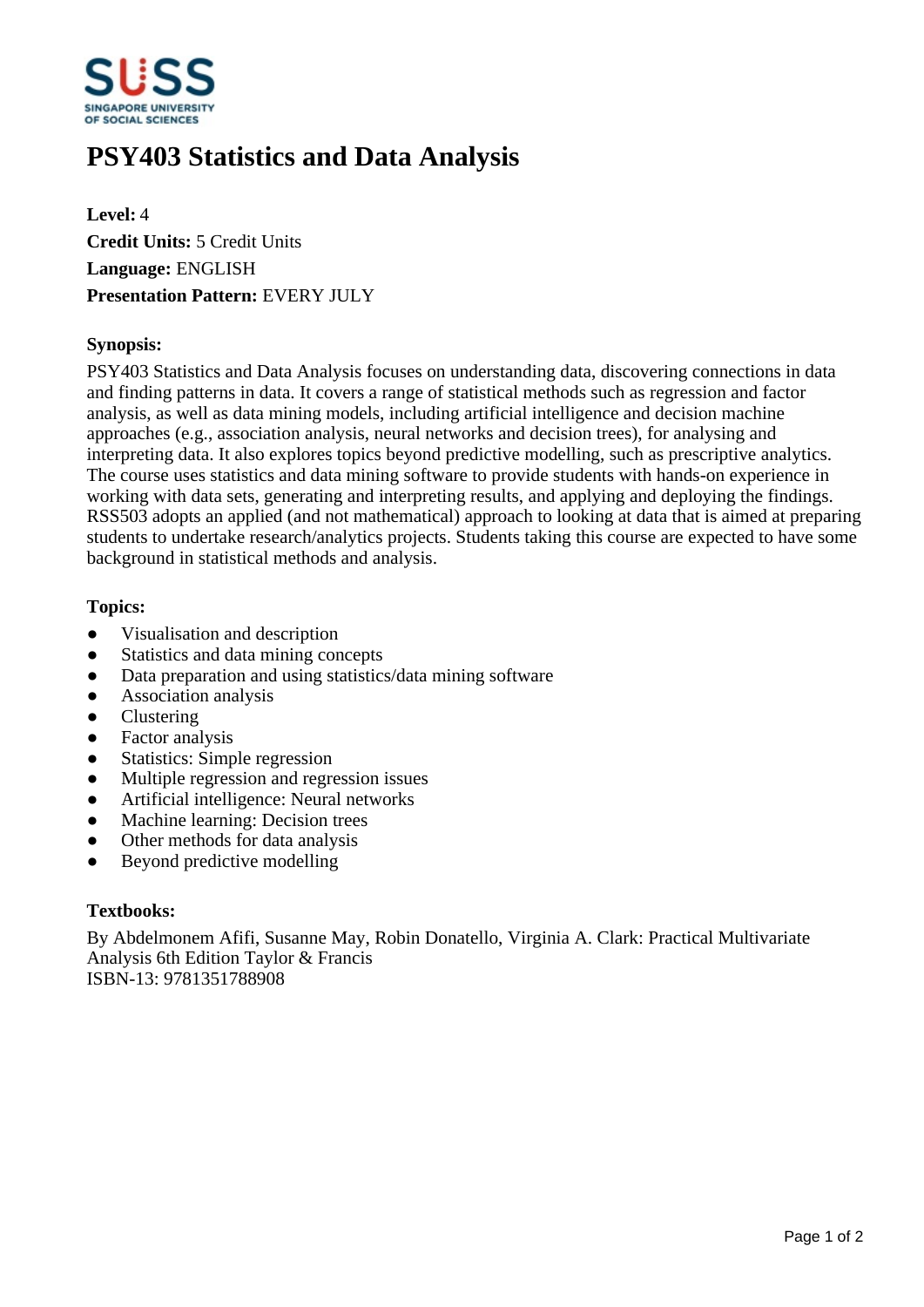# PSY403 Statistics and Data Analysis

**Level:** 4
**Credit Units:** 5 Credit Units
**Language:** ENGLISH
**Presentation Pattern:** EVERY JULY

### Synopsis:

PSY403 Statistics and Data Analysis focuses on understanding data, discovering connections in data and finding patterns in data. It covers a range of statistical methods such as regression and factor analysis, as well as data mining models, including artificial intelligence and decision machine approaches (e.g., association analysis, neural networks and decision trees), for analysing and interpreting data. It also explores topics beyond predictive modelling, such as prescriptive analytics. The course uses statistics and data mining software to provide students with hands-on experience in working with data sets, generating and interpreting results, and applying and deploying the findings. RSS503 adopts an applied (and not mathematical) approach to looking at data that is aimed at preparing students to undertake research/analytics projects. Students taking this course are expected to have some background in statistical methods and analysis.

### Topics:

- Visualisation and description
- Statistics and data mining concepts
- Data preparation and using statistics/data mining software
- Association analysis
- Clustering
- Factor analysis
- Statistics: Simple regression
- Multiple regression and regression issues
- Artificial intelligence: Neural networks
- Machine learning: Decision trees
- Other methods for data analysis
- Beyond predictive modelling

### Textbooks:

By Abdelmonem Afifi, Susanne May, Robin Donatello, Virginia A. Clark: Practical Multivariate Analysis 6th Edition Taylor & Francis
ISBN-13: 9781351788908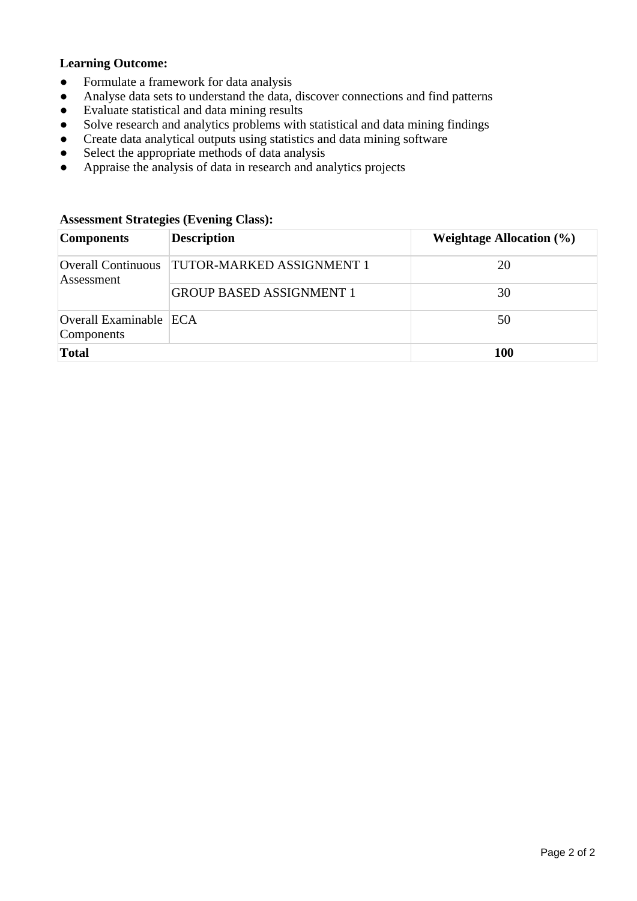**Learning Outcome:**

- Formulate a framework for data analysis
- Analyse data sets to understand the data, discover connections and find patterns
- Evaluate statistical and data mining results
- Solve research and analytics problems with statistical and data mining findings
- Create data analytical outputs using statistics and data mining software
- Select the appropriate methods of data analysis
- Appraise the analysis of data in research and analytics projects

**Assessment Strategies (Evening Class):**

| Components | Description | Weightage Allocation (%) |
|---|---|---|
| Overall Continuous Assessment | TUTOR-MARKED ASSIGNMENT 1 | 20 |
| | GROUP BASED ASSIGNMENT 1 | 30 |
| Overall Examinable Components | ECA | 50 |
| **Total** | | **100** |